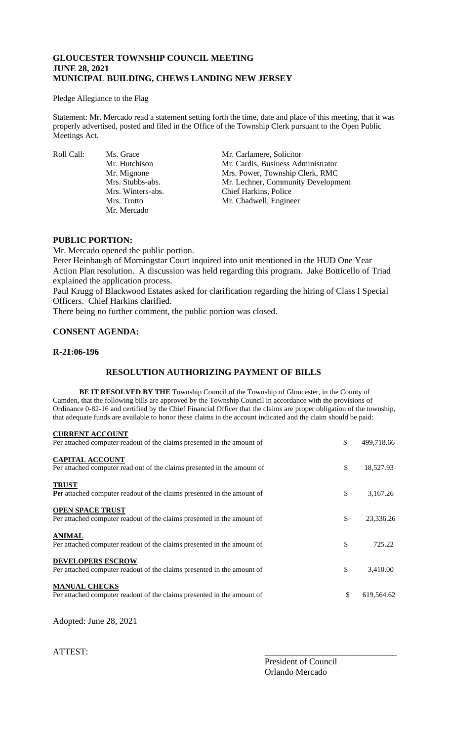# GLOUCESTER TOWNSHIP COUNCIL MEETING
# JUNE 28, 2021
# MUNICIPAL BUILDING, CHEWS LANDING NEW JERSEY

Pledge Allegiance to the Flag

Statement: Mr. Mercado read a statement setting forth the time, date and place of this meeting, that it was properly advertised, posted and filed in the Office of the Township Clerk pursuant to the Open Public Meetings Act.

| Roll Call: | Ms. Grace | Mr. Carlamere, Solicitor |
|---|---|---|
| | Mr. Hutchison | Mr. Cardis, Business Administrator |
| | Mr. Mignone | Mrs. Power, Township Clerk, RMC |
| | Mrs. Stubbs-abs. | Mr. Lechner, Community Development |
| | Mrs. Winters-abs. | Chief Harkins, Police |
| | Mrs. Trotto | Mr. Chadwell, Engineer |
| | Mr. Mercado | |

## PUBLIC PORTION:

Mr. Mercado opened the public portion.

Peter Heinbaugh of Morningstar Court inquired into unit mentioned in the HUD One Year Action Plan resolution. A discussion was held regarding this program. Jake Botticello of Triad explained the application process.

Paul Krugg of Blackwood Estates asked for clarification regarding the hiring of Class I Special Officers. Chief Harkins clarified.

There being no further comment, the public portion was closed.

## CONSENT AGENDA:

## R-21:06-196

### RESOLUTION AUTHORIZING PAYMENT OF BILLS

**BE IT RESOLVED BY THE** Township Council of the Township of Gloucester, in the County of Camden, that the following bills are approved by the Township Council in accordance with the provisions of Ordinance 0-82-16 and certified by the Chief Financial Officer that the claims are proper obligation of the township, that adequate funds are available to honor these claims in the account indicated and the claim should be paid:

| | | |
|---|---|---|
| **CURRENT ACCOUNT**<br>Per attached computer readout of the claims presented in the amount of | $ | 499,718.66 |
| **CAPITAL ACCOUNT**<br>Per attached computer read out of the claims presented in the amount of | $ | 18,527.93 |
| **TRUST**<br>Per attached computer readout of the claims presented in the amount of | $ | 3,167.26 |
| **OPEN SPACE TRUST**<br>Per attached computer readout of the claims presented in the amount of | $ | 23,336.26 |
| **ANIMAL**<br>Per attached computer readout of the claims presented in the amount of | $ | 725.22 |
| **DEVELOPERS ESCROW**<br>Per attached computer readout of the claims presented in the amount of | $ | 3,410.00 |
| **MANUAL CHECKS**<br>Per attached computer readout of the claims presented in the amount of | $ | 619,564.62 |

Adopted: June 28, 2021

ATTEST:

\_\_\_\_\_\_\_\_\_\_\_\_\_\_\_\_\_\_\_\_\_\_\_\_\_\_\_\_\_\_
President of Council
Orlando Mercado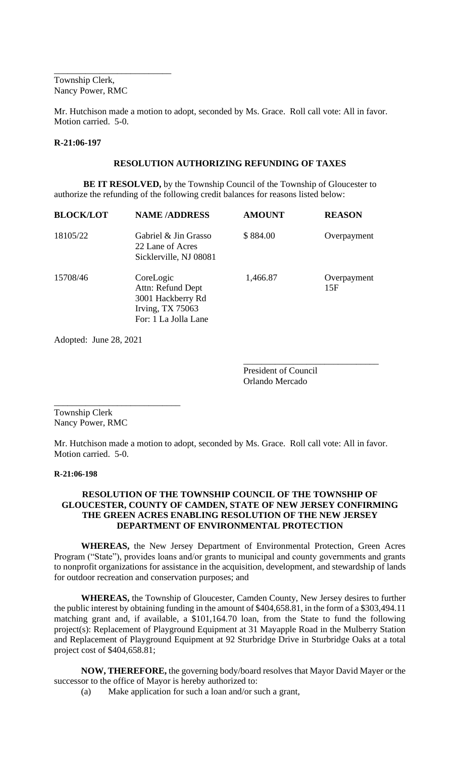\_\_\_\_\_\_\_\_\_\_\_\_\_\_\_\_\_\_\_\_\_\_\_\_\_\_

Township Clerk,
Nancy Power, RMC

Mr. Hutchison made a motion to adopt, seconded by Ms. Grace. Roll call vote: All in favor. Motion carried. 5-0.

**R-21:06-197**

**RESOLUTION AUTHORIZING REFUNDING OF TAXES**

**BE IT RESOLVED,** by the Township Council of the Township of Gloucester to authorize the refunding of the following credit balances for reasons listed below:

| BLOCK/LOT | NAME /ADDRESS | AMOUNT | REASON |
|---|---|---|---|
| 18105/22 | Gabriel & Jin Grasso<br>22 Lane of Acres<br>Sicklerville, NJ 08081 | $ 884.00 | Overpayment |
| 15708/46 | CoreLogic<br>Attn: Refund Dept<br>3001 Hackberry Rd<br>Irving, TX 75063<br>For: 1 La Jolla Lane | 1,466.87 | Overpayment<br>15F |

Adopted: June 28, 2021

\_\_\_\_\_\_\_\_\_\_\_\_\_\_\_\_\_\_\_\_\_\_\_\_\_\_\_\_\_\_

President of Council
Orlando Mercado

\_\_\_\_\_\_\_\_\_\_\_\_\_\_\_\_\_\_\_\_\_\_\_\_\_\_\_\_

Township Clerk
Nancy Power, RMC

Mr. Hutchison made a motion to adopt, seconded by Ms. Grace. Roll call vote: All in favor. Motion carried. 5-0.

**R-21:06-198**

**RESOLUTION OF THE TOWNSHIP COUNCIL OF THE TOWNSHIP OF GLOUCESTER, COUNTY OF CAMDEN, STATE OF NEW JERSEY CONFIRMING THE GREEN ACRES ENABLING RESOLUTION OF THE NEW JERSEY DEPARTMENT OF ENVIRONMENTAL PROTECTION**

**WHEREAS,** the New Jersey Department of Environmental Protection, Green Acres Program ("State"), provides loans and/or grants to municipal and county governments and grants to nonprofit organizations for assistance in the acquisition, development, and stewardship of lands for outdoor recreation and conservation purposes; and

**WHEREAS,** the Township of Gloucester, Camden County, New Jersey desires to further the public interest by obtaining funding in the amount of $404,658.81, in the form of a $303,494.11 matching grant and, if available, a $101,164.70 loan, from the State to fund the following project(s): Replacement of Playground Equipment at 31 Mayapple Road in the Mulberry Station and Replacement of Playground Equipment at 92 Sturbridge Drive in Sturbridge Oaks at a total project cost of $404,658.81;

**NOW, THEREFORE,** the governing body/board resolves that Mayor David Mayer or the successor to the office of Mayor is hereby authorized to:

(a) Make application for such a loan and/or such a grant,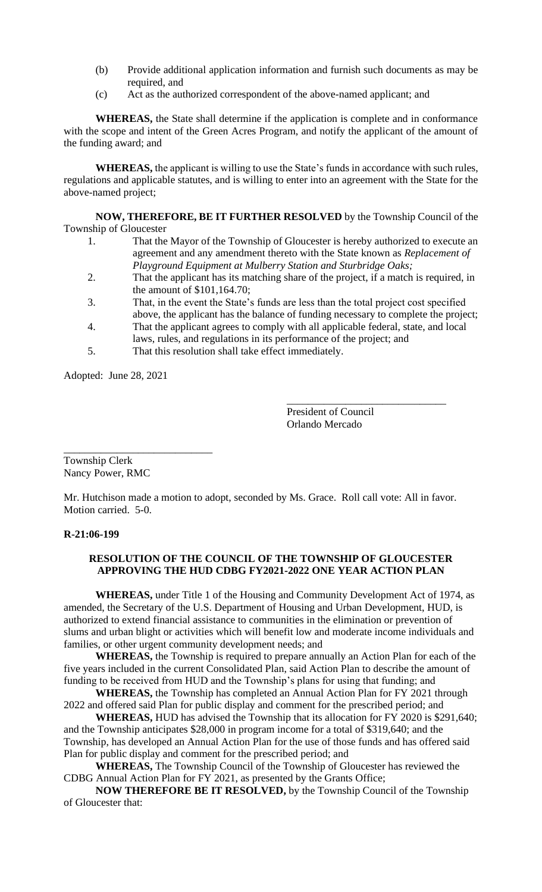(b) Provide additional application information and furnish such documents as may be required, and

(c) Act as the authorized correspondent of the above-named applicant; and

**WHEREAS,** the State shall determine if the application is complete and in conformance with the scope and intent of the Green Acres Program, and notify the applicant of the amount of the funding award; and

**WHEREAS,** the applicant is willing to use the State's funds in accordance with such rules, regulations and applicable statutes, and is willing to enter into an agreement with the State for the above-named project;

**NOW, THEREFORE, BE IT FURTHER RESOLVED** by the Township Council of the Township of Gloucester

1. That the Mayor of the Township of Gloucester is hereby authorized to execute an agreement and any amendment thereto with the State known as *Replacement of Playground Equipment at Mulberry Station and Sturbridge Oaks;*
2. That the applicant has its matching share of the project, if a match is required, in the amount of $101,164.70;
3. That, in the event the State's funds are less than the total project cost specified above, the applicant has the balance of funding necessary to complete the project;
4. That the applicant agrees to comply with all applicable federal, state, and local laws, rules, and regulations in its performance of the project; and
5. That this resolution shall take effect immediately.

Adopted: June 28, 2021

______________________________
President of Council
Orlando Mercado

______________________________
Township Clerk
Nancy Power, RMC

Mr. Hutchison made a motion to adopt, seconded by Ms. Grace. Roll call vote: All in favor. Motion carried. 5-0.

**R-21:06-199**

**RESOLUTION OF THE COUNCIL OF THE TOWNSHIP OF GLOUCESTER APPROVING THE HUD CDBG FY2021-2022 ONE YEAR ACTION PLAN**

**WHEREAS,** under Title 1 of the Housing and Community Development Act of 1974, as amended, the Secretary of the U.S. Department of Housing and Urban Development, HUD, is authorized to extend financial assistance to communities in the elimination or prevention of slums and urban blight or activities which will benefit low and moderate income individuals and families, or other urgent community development needs; and

**WHEREAS,** the Township is required to prepare annually an Action Plan for each of the five years included in the current Consolidated Plan, said Action Plan to describe the amount of funding to be received from HUD and the Township's plans for using that funding; and

**WHEREAS,** the Township has completed an Annual Action Plan for FY 2021 through 2022 and offered said Plan for public display and comment for the prescribed period; and

**WHEREAS,** HUD has advised the Township that its allocation for FY 2020 is $291,640; and the Township anticipates $28,000 in program income for a total of $319,640; and the Township, has developed an Annual Action Plan for the use of those funds and has offered said Plan for public display and comment for the prescribed period; and

**WHEREAS,** The Township Council of the Township of Gloucester has reviewed the CDBG Annual Action Plan for FY 2021, as presented by the Grants Office;

**NOW THEREFORE BE IT RESOLVED,** by the Township Council of the Township of Gloucester that: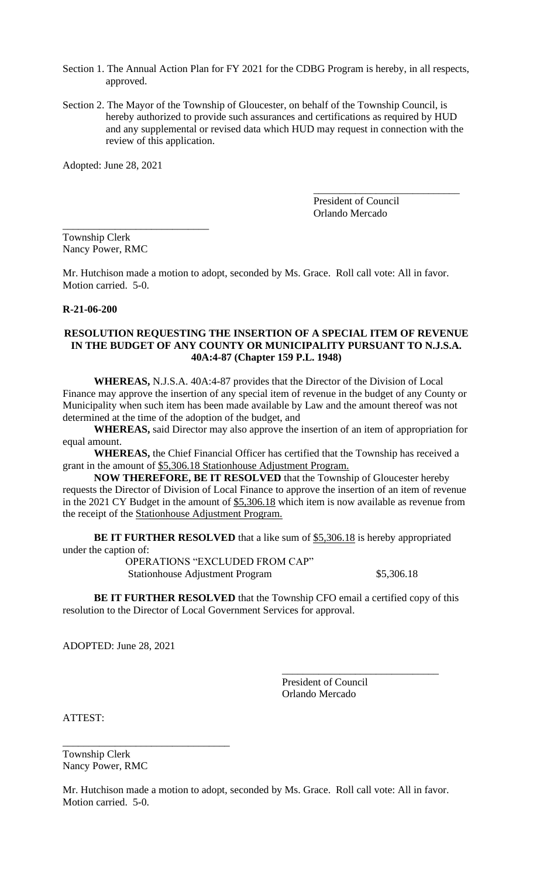Section 1. The Annual Action Plan for FY 2021 for the CDBG Program is hereby, in all respects, approved.

Section 2. The Mayor of the Township of Gloucester, on behalf of the Township Council, is hereby authorized to provide such assurances and certifications as required by HUD and any supplemental or revised data which HUD may request in connection with the review of this application.

Adopted: June 28, 2021

\_\_\_\_\_\_\_\_\_\_\_\_\_\_\_\_\_\_\_\_\_\_\_\_\_\_\_\_
President of Council
Orlando Mercado

\_\_\_\_\_\_\_\_\_\_\_\_\_\_\_\_\_\_\_\_\_\_\_\_\_\_\_\_
Township Clerk
Nancy Power, RMC

Mr. Hutchison made a motion to adopt, seconded by Ms. Grace. Roll call vote: All in favor. Motion carried. 5-0.

**R-21-06-200**

**RESOLUTION REQUESTING THE INSERTION OF A SPECIAL ITEM OF REVENUE IN THE BUDGET OF ANY COUNTY OR MUNICIPALITY PURSUANT TO N.J.S.A. 40A:4-87 (Chapter 159 P.L. 1948)**

**WHEREAS,** N.J.S.A. 40A:4-87 provides that the Director of the Division of Local Finance may approve the insertion of any special item of revenue in the budget of any County or Municipality when such item has been made available by Law and the amount thereof was not determined at the time of the adoption of the budget, and

**WHEREAS,** said Director may also approve the insertion of an item of appropriation for equal amount.

**WHEREAS,** the Chief Financial Officer has certified that the Township has received a grant in the amount of <u>$5,306.18 Stationhouse Adjustment Program.</u>

**NOW THEREFORE, BE IT RESOLVED** that the Township of Gloucester hereby requests the Director of Division of Local Finance to approve the insertion of an item of revenue in the 2021 CY Budget in the amount of <u>$5,306.18</u> which item is now available as revenue from the receipt of the <u>Stationhouse Adjustment Program.</u>

**BE IT FURTHER RESOLVED** that a like sum of <u>$5,306.18</u> is hereby appropriated under the caption of:

OPERATIONS "EXCLUDED FROM CAP"
Stationhouse Adjustment Program $5,306.18

**BE IT FURTHER RESOLVED** that the Township CFO email a certified copy of this resolution to the Director of Local Government Services for approval.

ADOPTED: June 28, 2021

\_\_\_\_\_\_\_\_\_\_\_\_\_\_\_\_\_\_\_\_\_\_\_\_\_\_\_\_
President of Council
Orlando Mercado

ATTEST:

\_\_\_\_\_\_\_\_\_\_\_\_\_\_\_\_\_\_\_\_\_\_\_\_\_\_\_\_
Township Clerk
Nancy Power, RMC

Mr. Hutchison made a motion to adopt, seconded by Ms. Grace. Roll call vote: All in favor. Motion carried. 5-0.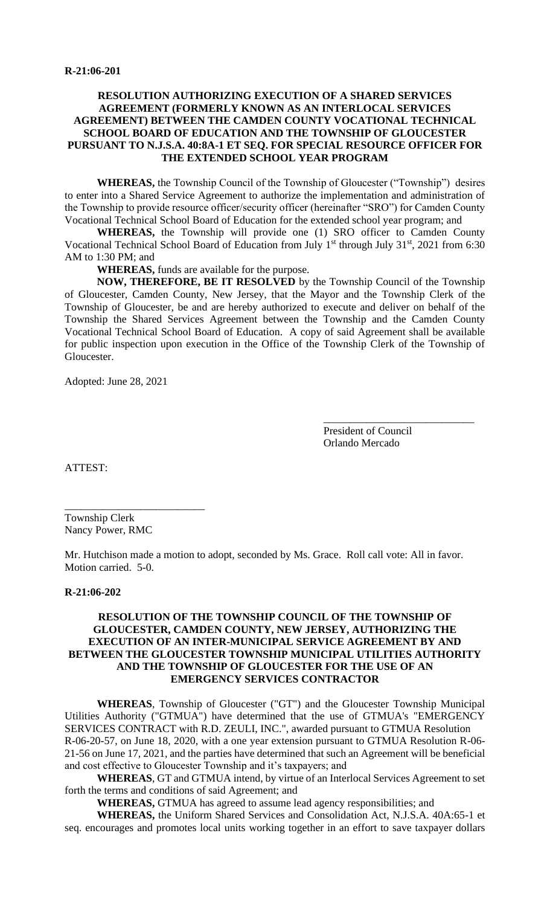**R-21:06-201**

**RESOLUTION AUTHORIZING EXECUTION OF A SHARED SERVICES AGREEMENT (FORMERLY KNOWN AS AN INTERLOCAL SERVICES AGREEMENT) BETWEEN THE CAMDEN COUNTY VOCATIONAL TECHNICAL SCHOOL BOARD OF EDUCATION AND THE TOWNSHIP OF GLOUCESTER PURSUANT TO N.J.S.A. 40:8A-1 ET SEQ. FOR SPECIAL RESOURCE OFFICER FOR THE EXTENDED SCHOOL YEAR PROGRAM**

**WHEREAS,** the Township Council of the Township of Gloucester ("Township") desires to enter into a Shared Service Agreement to authorize the implementation and administration of the Township to provide resource officer/security officer (hereinafter "SRO") for Camden County Vocational Technical School Board of Education for the extended school year program; and

**WHEREAS,** the Township will provide one (1) SRO officer to Camden County Vocational Technical School Board of Education from July 1st through July 31st, 2021 from 6:30 AM to 1:30 PM; and

**WHEREAS,** funds are available for the purpose.

**NOW, THEREFORE, BE IT RESOLVED** by the Township Council of the Township of Gloucester, Camden County, New Jersey, that the Mayor and the Township Clerk of the Township of Gloucester, be and are hereby authorized to execute and deliver on behalf of the Township the Shared Services Agreement between the Township and the Camden County Vocational Technical School Board of Education. A copy of said Agreement shall be available for public inspection upon execution in the Office of the Township Clerk of the Township of Gloucester.

Adopted: June 28, 2021

\_\_\_\_\_\_\_\_\_\_\_\_\_\_\_\_\_\_\_\_\_\_\_\_\_\_\_\_
President of Council
Orlando Mercado

ATTEST:

\_\_\_\_\_\_\_\_\_\_\_\_\_\_\_\_\_\_\_\_\_\_\_\_\_\_
Township Clerk
Nancy Power, RMC

Mr. Hutchison made a motion to adopt, seconded by Ms. Grace. Roll call vote: All in favor. Motion carried. 5-0.

**R-21:06-202**

**RESOLUTION OF THE TOWNSHIP COUNCIL OF THE TOWNSHIP OF GLOUCESTER, CAMDEN COUNTY, NEW JERSEY, AUTHORIZING THE EXECUTION OF AN INTER-MUNICIPAL SERVICE AGREEMENT BY AND BETWEEN THE GLOUCESTER TOWNSHIP MUNICIPAL UTILITIES AUTHORITY AND THE TOWNSHIP OF GLOUCESTER FOR THE USE OF AN EMERGENCY SERVICES CONTRACTOR**

**WHEREAS**, Township of Gloucester ("GT") and the Gloucester Township Municipal Utilities Authority ("GTMUA") have determined that the use of GTMUA's "EMERGENCY SERVICES CONTRACT with R.D. ZEULI, INC.", awarded pursuant to GTMUA Resolution R-06-20-57, on June 18, 2020, with a one year extension pursuant to GTMUA Resolution R-06-21-56 on June 17, 2021, and the parties have determined that such an Agreement will be beneficial and cost effective to Gloucester Township and it's taxpayers; and

**WHEREAS**, GT and GTMUA intend, by virtue of an Interlocal Services Agreement to set forth the terms and conditions of said Agreement; and

**WHEREAS,** GTMUA has agreed to assume lead agency responsibilities; and

**WHEREAS,** the Uniform Shared Services and Consolidation Act, N.J.S.A. 40A:65-1 et seq. encourages and promotes local units working together in an effort to save taxpayer dollars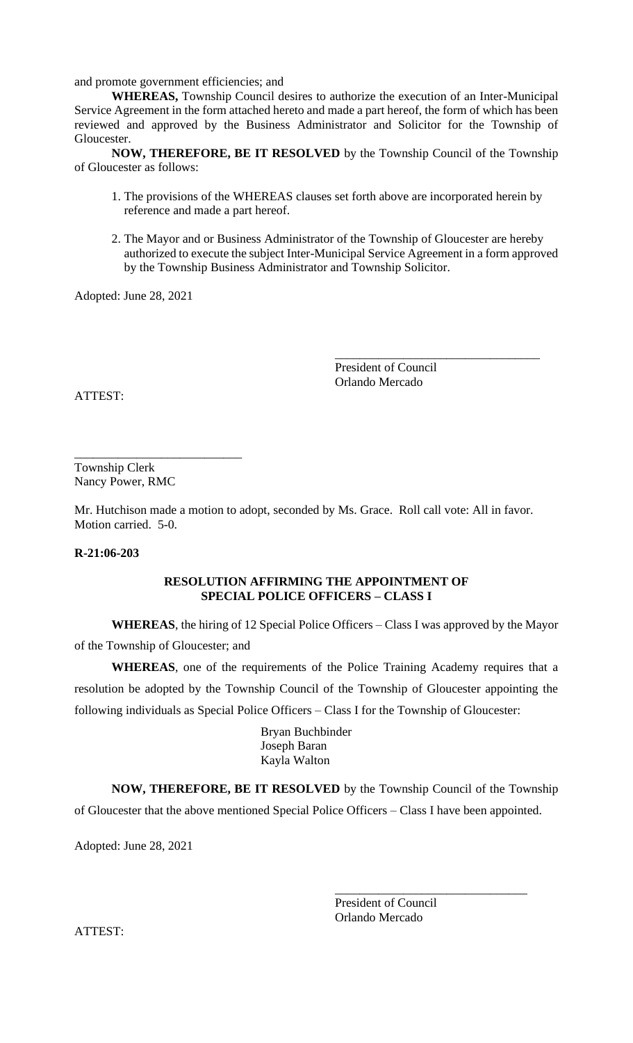and promote government efficiencies; and

**WHEREAS,** Township Council desires to authorize the execution of an Inter-Municipal Service Agreement in the form attached hereto and made a part hereof, the form of which has been reviewed and approved by the Business Administrator and Solicitor for the Township of Gloucester.

**NOW, THEREFORE, BE IT RESOLVED** by the Township Council of the Township of Gloucester as follows:

1. The provisions of the WHEREAS clauses set forth above are incorporated herein by reference and made a part hereof.
2. The Mayor and or Business Administrator of the Township of Gloucester are hereby authorized to execute the subject Inter-Municipal Service Agreement in a form approved by the Township Business Administrator and Township Solicitor.

Adopted: June 28, 2021

\_\_\_\_\_\_\_\_\_\_\_\_\_\_\_\_\_\_\_\_\_\_\_\_\_\_\_\_\_\_\_\_\_
President of Council
Orlando Mercado

ATTEST:

\_\_\_\_\_\_\_\_\_\_\_\_\_\_\_\_\_\_\_\_\_\_\_\_\_\_\_
Township Clerk
Nancy Power, RMC

Mr. Hutchison made a motion to adopt, seconded by Ms. Grace. Roll call vote: All in favor. Motion carried. 5-0.

**R-21:06-203**

**RESOLUTION AFFIRMING THE APPOINTMENT OF SPECIAL POLICE OFFICERS – CLASS I**

**WHEREAS**, the hiring of 12 Special Police Officers – Class I was approved by the Mayor of the Township of Gloucester; and

**WHEREAS**, one of the requirements of the Police Training Academy requires that a resolution be adopted by the Township Council of the Township of Gloucester appointing the following individuals as Special Police Officers – Class I for the Township of Gloucester:

Bryan Buchbinder
Joseph Baran
Kayla Walton

**NOW, THEREFORE, BE IT RESOLVED** by the Township Council of the Township of Gloucester that the above mentioned Special Police Officers – Class I have been appointed.

Adopted: June 28, 2021

\_\_\_\_\_\_\_\_\_\_\_\_\_\_\_\_\_\_\_\_\_\_\_\_\_\_\_\_\_\_\_
President of Council
Orlando Mercado

ATTEST: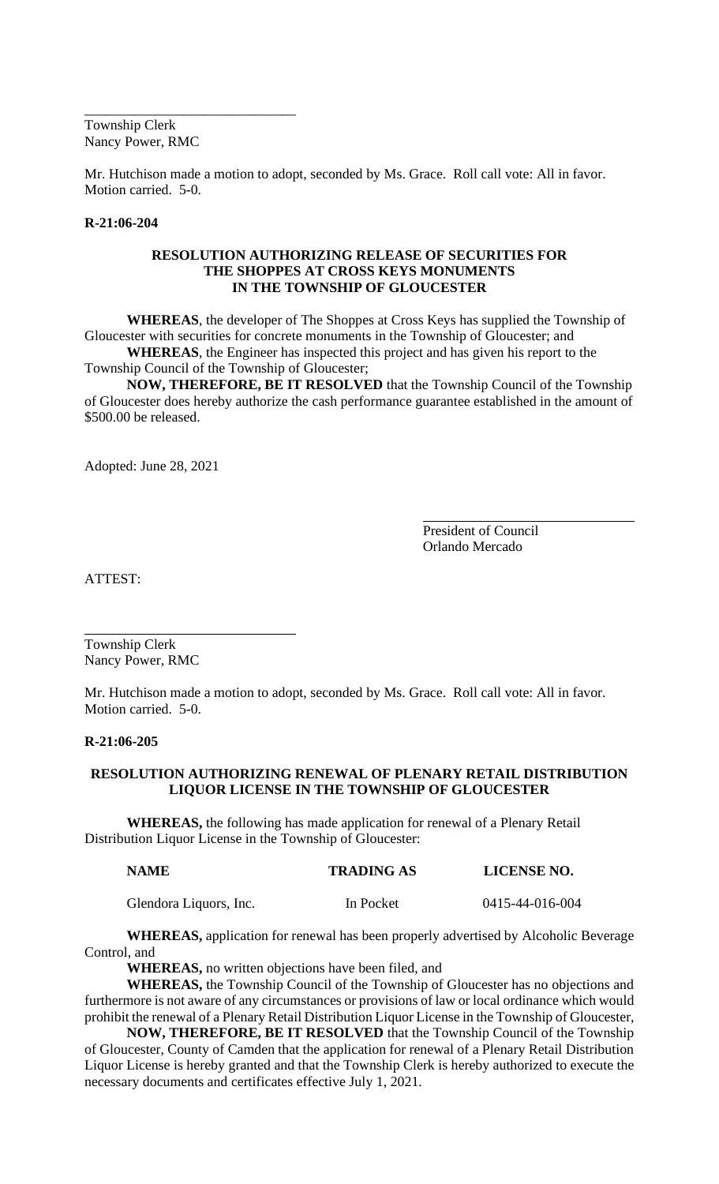\_\_\_\_\_\_\_\_\_\_\_\_\_\_\_\_\_\_\_\_\_\_\_\_\_\_\_\_\_\_\_\_
Township Clerk
Nancy Power, RMC

Mr. Hutchison made a motion to adopt, seconded by Ms. Grace. Roll call vote: All in favor. Motion carried. 5-0.

**R-21:06-204**

**RESOLUTION AUTHORIZING RELEASE OF SECURITIES FOR THE SHOPPES AT CROSS KEYS MONUMENTS IN THE TOWNSHIP OF GLOUCESTER**

**WHEREAS**, the developer of The Shoppes at Cross Keys has supplied the Township of Gloucester with securities for concrete monuments in the Township of Gloucester; and

**WHEREAS**, the Engineer has inspected this project and has given his report to the Township Council of the Township of Gloucester;

**NOW, THEREFORE, BE IT RESOLVED** that the Township Council of the Township of Gloucester does hereby authorize the cash performance guarantee established in the amount of $500.00 be released.

Adopted: June 28, 2021

\_\_\_\_\_\_\_\_\_\_\_\_\_\_\_\_\_\_\_\_\_\_\_\_\_\_\_\_\_\_\_\_
President of Council
Orlando Mercado

ATTEST:

\_\_\_\_\_\_\_\_\_\_\_\_\_\_\_\_\_\_\_\_\_\_\_\_\_\_\_\_\_\_\_\_
Township Clerk
Nancy Power, RMC

Mr. Hutchison made a motion to adopt, seconded by Ms. Grace. Roll call vote: All in favor. Motion carried. 5-0.

**R-21:06-205**

**RESOLUTION AUTHORIZING RENEWAL OF PLENARY RETAIL DISTRIBUTION LIQUOR LICENSE IN THE TOWNSHIP OF GLOUCESTER**

**WHEREAS,** the following has made application for renewal of a Plenary Retail Distribution Liquor License in the Township of Gloucester:

| NAME | TRADING AS | LICENSE NO. |
|---|---|---|
| Glendora Liquors, Inc. | In Pocket | 0415-44-016-004 |

**WHEREAS,** application for renewal has been properly advertised by Alcoholic Beverage Control, and

**WHEREAS,** no written objections have been filed, and

**WHEREAS,** the Township Council of the Township of Gloucester has no objections and furthermore is not aware of any circumstances or provisions of law or local ordinance which would prohibit the renewal of a Plenary Retail Distribution Liquor License in the Township of Gloucester,

**NOW, THEREFORE, BE IT RESOLVED** that the Township Council of the Township of Gloucester, County of Camden that the application for renewal of a Plenary Retail Distribution Liquor License is hereby granted and that the Township Clerk is hereby authorized to execute the necessary documents and certificates effective July 1, 2021.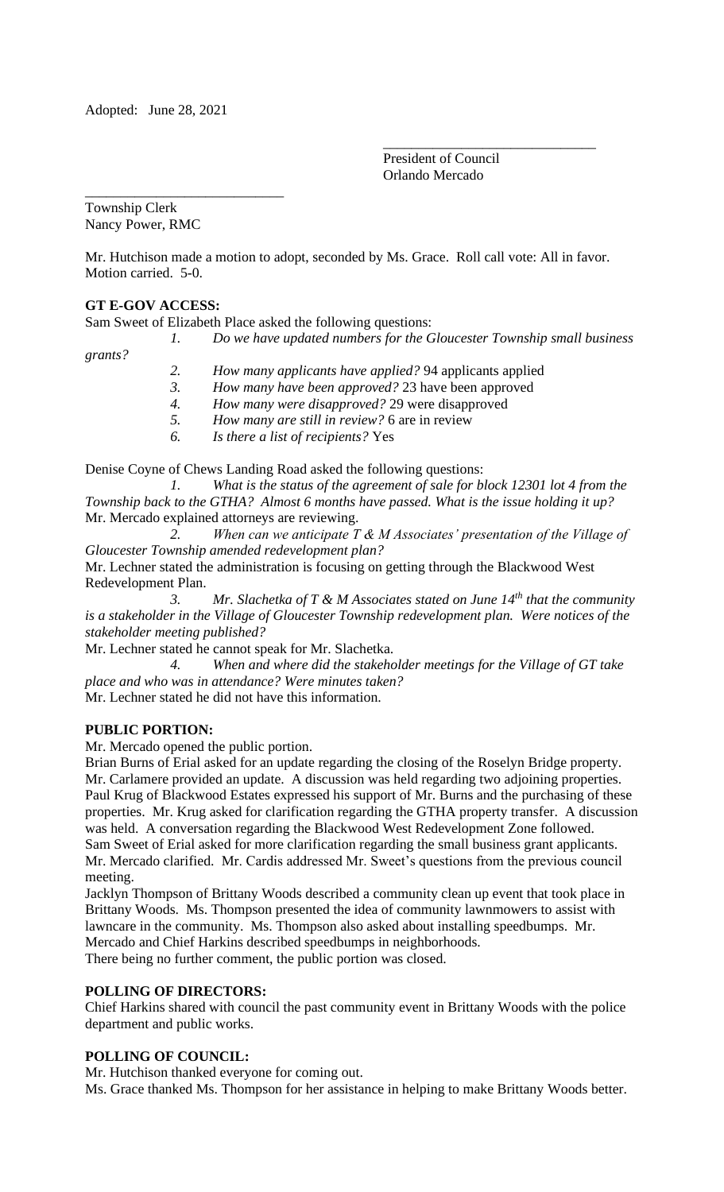Adopted: June 28, 2021

\_\_\_\_\_\_\_\_\_\_\_\_\_\_\_\_\_\_\_\_\_\_\_\_\_\_\_\_\_\_
President of Council
Orlando Mercado

\_\_\_\_\_\_\_\_\_\_\_\_\_\_\_\_\_\_\_\_\_\_\_\_\_\_\_\_\_\_
Township Clerk
Nancy Power, RMC

Mr. Hutchison made a motion to adopt, seconded by Ms. Grace. Roll call vote: All in favor. Motion carried. 5-0.

**GT E-GOV ACCESS:**

Sam Sweet of Elizabeth Place asked the following questions:

1. *Do we have updated numbers for the Gloucester Township small business grants?*
2. *How many applicants have applied?* 94 applicants applied
3. *How many have been approved?* 23 have been approved
4. *How many were disapproved?* 29 were disapproved
5. *How many are still in review?* 6 are in review
6. *Is there a list of recipients?* Yes

Denise Coyne of Chews Landing Road asked the following questions:

1. *What is the status of the agreement of sale for block 12301 lot 4 from the Township back to the GTHA? Almost 6 months have passed. What is the issue holding it up?* Mr. Mercado explained attorneys are reviewing.
2. *When can we anticipate T & M Associates' presentation of the Village of Gloucester Township amended redevelopment plan?*
Mr. Lechner stated the administration is focusing on getting through the Blackwood West Redevelopment Plan.
3. *Mr. Slachetka of T & M Associates stated on June 14th that the community is a stakeholder in the Village of Gloucester Township redevelopment plan. Were notices of the stakeholder meeting published?*
Mr. Lechner stated he cannot speak for Mr. Slachetka.
4. *When and where did the stakeholder meetings for the Village of GT take place and who was in attendance? Were minutes taken?*
Mr. Lechner stated he did not have this information.

**PUBLIC PORTION:**

Mr. Mercado opened the public portion.

Brian Burns of Erial asked for an update regarding the closing of the Roselyn Bridge property. Mr. Carlamere provided an update. A discussion was held regarding two adjoining properties.
Paul Krug of Blackwood Estates expressed his support of Mr. Burns and the purchasing of these properties. Mr. Krug asked for clarification regarding the GTHA property transfer. A discussion was held. A conversation regarding the Blackwood West Redevelopment Zone followed.
Sam Sweet of Erial asked for more clarification regarding the small business grant applicants. Mr. Mercado clarified. Mr. Cardis addressed Mr. Sweet's questions from the previous council meeting.
Jacklyn Thompson of Brittany Woods described a community clean up event that took place in Brittany Woods. Ms. Thompson presented the idea of community lawnmowers to assist with lawncare in the community. Ms. Thompson also asked about installing speedbumps. Mr. Mercado and Chief Harkins described speedbumps in neighborhoods.
There being no further comment, the public portion was closed.

**POLLING OF DIRECTORS:**

Chief Harkins shared with council the past community event in Brittany Woods with the police department and public works.

**POLLING OF COUNCIL:**

Mr. Hutchison thanked everyone for coming out.
Ms. Grace thanked Ms. Thompson for her assistance in helping to make Brittany Woods better.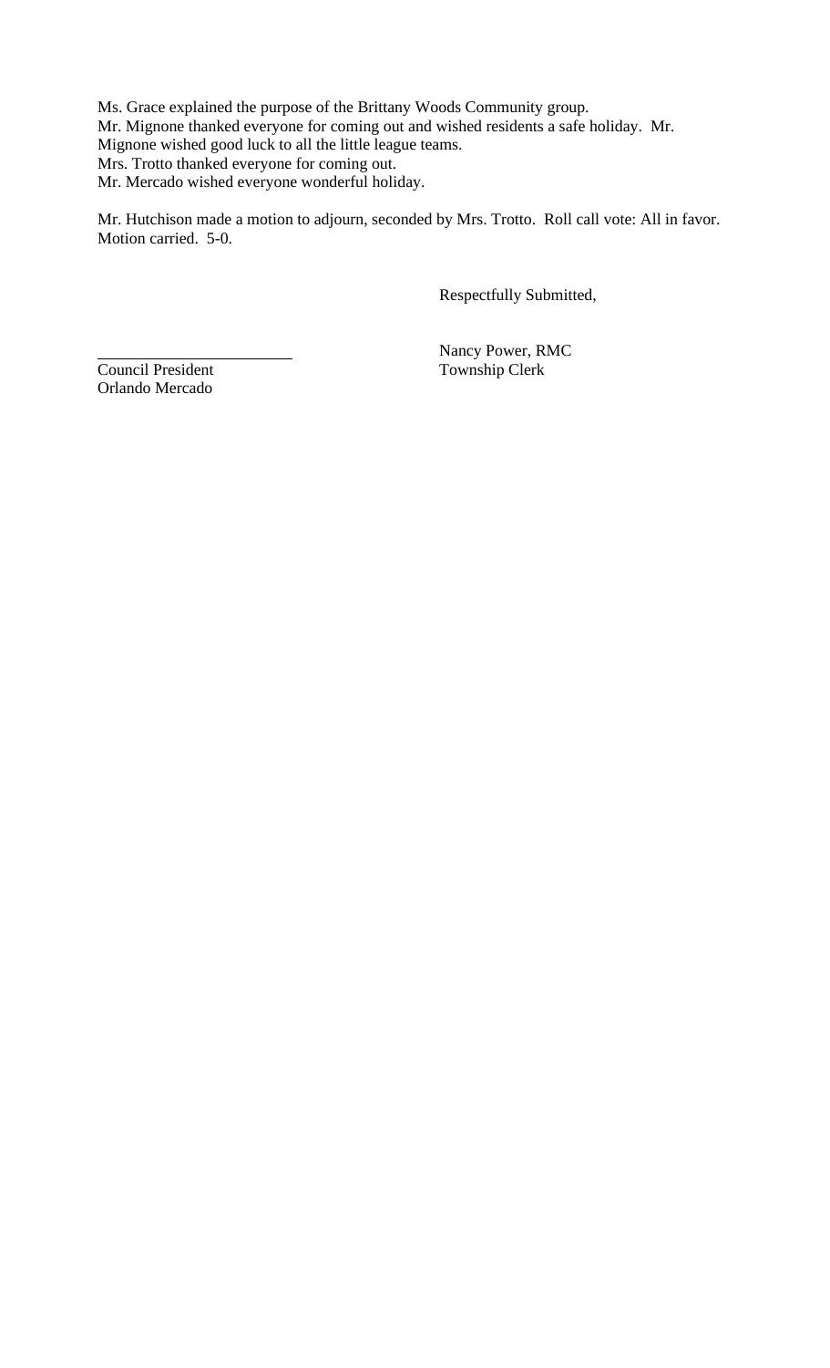Ms. Grace explained the purpose of the Brittany Woods Community group.
Mr. Mignone thanked everyone for coming out and wished residents a safe holiday. Mr. Mignone wished good luck to all the little league teams.
Mrs. Trotto thanked everyone for coming out.
Mr. Mercado wished everyone wonderful holiday.

Mr. Hutchison made a motion to adjourn, seconded by Mrs. Trotto. Roll call vote: All in favor. Motion carried. 5-0.

Respectfully Submitted,

Nancy Power, RMC
Township Clerk

\_\_\_\_\_\_\_\_\_\_\_\_\_\_\_\_\_\_\_\_\_\_\_\_
Council President
Orlando Mercado